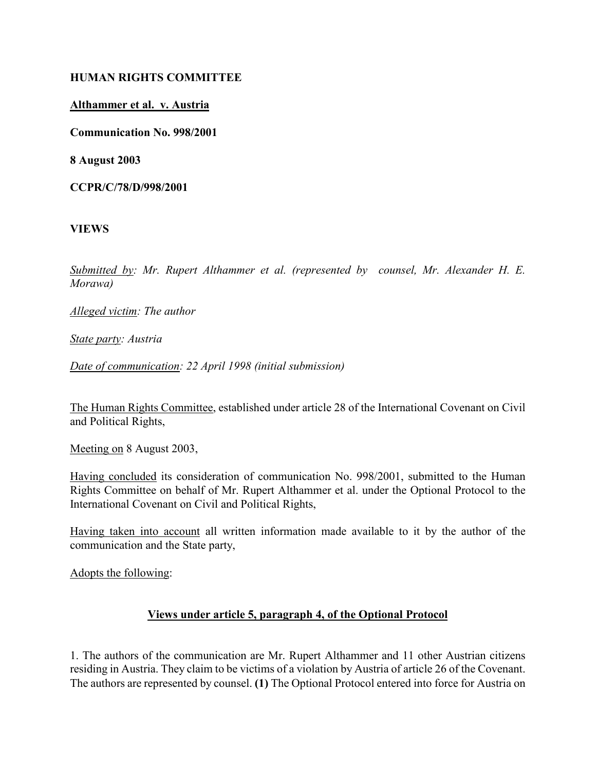**HUMAN RIGHTS COMMITTEE**

**Althammer et al. v. Austria**

**Communication No. 998/2001**

**8 August 2003**

**CCPR/C/78/D/998/2001**

**VIEWS**

*Submitted by: Mr. Rupert Althammer et al. (represented by counsel, Mr. Alexander H. E. Morawa)*

*Alleged victim: The author*

*State party: Austria*

*Date of communication: 22 April 1998 (initial submission)*

The Human Rights Committee, established under article 28 of the International Covenant on Civil and Political Rights,

Meeting on 8 August 2003,

Having concluded its consideration of communication No. 998/2001, submitted to the Human Rights Committee on behalf of Mr. Rupert Althammer et al. under the Optional Protocol to the International Covenant on Civil and Political Rights,

Having taken into account all written information made available to it by the author of the communication and the State party,

Adopts the following:

## Views under article 5, paragraph 4, of the Optional Protocol

1. The authors of the communication are Mr. Rupert Althammer and 11 other Austrian citizens residing in Austria. They claim to be victims of a violation by Austria of article 26 of the Covenant. The authors are represented by counsel. **(1)** The Optional Protocol entered into force for Austria on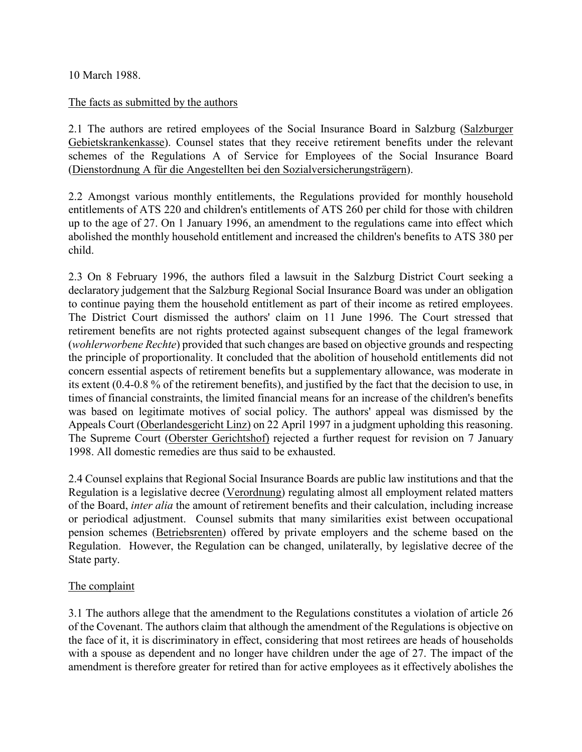10 March 1988.

The facts as submitted by the authors

2.1 The authors are retired employees of the Social Insurance Board in Salzburg (Salzburger Gebietskrankenkasse). Counsel states that they receive retirement benefits under the relevant schemes of the Regulations A of Service for Employees of the Social Insurance Board (Dienstordnung A für die Angestellten bei den Sozialversicherungsträgern).

2.2 Amongst various monthly entitlements, the Regulations provided for monthly household entitlements of ATS 220 and children's entitlements of ATS 260 per child for those with children up to the age of 27. On 1 January 1996, an amendment to the regulations came into effect which abolished the monthly household entitlement and increased the children's benefits to ATS 380 per child.

2.3 On 8 February 1996, the authors filed a lawsuit in the Salzburg District Court seeking a declaratory judgement that the Salzburg Regional Social Insurance Board was under an obligation to continue paying them the household entitlement as part of their income as retired employees. The District Court dismissed the authors' claim on 11 June 1996. The Court stressed that retirement benefits are not rights protected against subsequent changes of the legal framework (*wohlerworbene Rechte*) provided that such changes are based on objective grounds and respecting the principle of proportionality. It concluded that the abolition of household entitlements did not concern essential aspects of retirement benefits but a supplementary allowance, was moderate in its extent (0.4-0.8 % of the retirement benefits), and justified by the fact that the decision to use, in times of financial constraints, the limited financial means for an increase of the children's benefits was based on legitimate motives of social policy. The authors' appeal was dismissed by the Appeals Court (Oberlandesgericht Linz) on 22 April 1997 in a judgment upholding this reasoning. The Supreme Court (Oberster Gerichtshof) rejected a further request for revision on 7 January 1998. All domestic remedies are thus said to be exhausted.

2.4 Counsel explains that Regional Social Insurance Boards are public law institutions and that the Regulation is a legislative decree (Verordnung) regulating almost all employment related matters of the Board, *inter alia* the amount of retirement benefits and their calculation, including increase or periodical adjustment. Counsel submits that many similarities exist between occupational pension schemes (Betriebsrenten) offered by private employers and the scheme based on the Regulation. However, the Regulation can be changed, unilaterally, by legislative decree of the State party.

The complaint

3.1 The authors allege that the amendment to the Regulations constitutes a violation of article 26 of the Covenant. The authors claim that although the amendment of the Regulations is objective on the face of it, it is discriminatory in effect, considering that most retirees are heads of households with a spouse as dependent and no longer have children under the age of 27. The impact of the amendment is therefore greater for retired than for active employees as it effectively abolishes the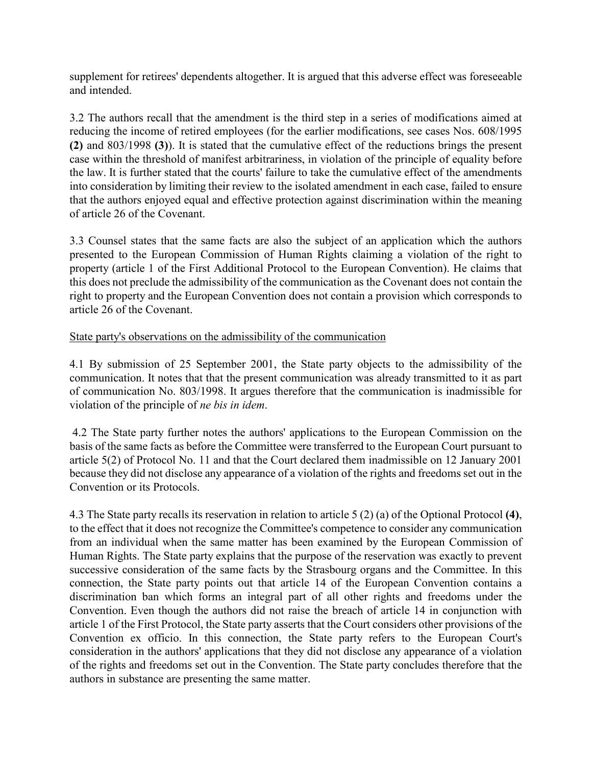supplement for retirees' dependents altogether. It is argued that this adverse effect was foreseeable and intended.

3.2 The authors recall that the amendment is the third step in a series of modifications aimed at reducing the income of retired employees (for the earlier modifications, see cases Nos. 608/1995 **(2)** and 803/1998 **(3)**). It is stated that the cumulative effect of the reductions brings the present case within the threshold of manifest arbitrariness, in violation of the principle of equality before the law. It is further stated that the courts' failure to take the cumulative effect of the amendments into consideration by limiting their review to the isolated amendment in each case, failed to ensure that the authors enjoyed equal and effective protection against discrimination within the meaning of article 26 of the Covenant.

3.3 Counsel states that the same facts are also the subject of an application which the authors presented to the European Commission of Human Rights claiming a violation of the right to property (article 1 of the First Additional Protocol to the European Convention). He claims that this does not preclude the admissibility of the communication as the Covenant does not contain the right to property and the European Convention does not contain a provision which corresponds to article 26 of the Covenant.

State party's observations on the admissibility of the communication

4.1 By submission of 25 September 2001, the State party objects to the admissibility of the communication. It notes that that the present communication was already transmitted to it as part of communication No. 803/1998. It argues therefore that the communication is inadmissible for violation of the principle of *ne bis in idem*.

4.2 The State party further notes the authors' applications to the European Commission on the basis of the same facts as before the Committee were transferred to the European Court pursuant to article 5(2) of Protocol No. 11 and that the Court declared them inadmissible on 12 January 2001 because they did not disclose any appearance of a violation of the rights and freedoms set out in the Convention or its Protocols.

4.3 The State party recalls its reservation in relation to article 5 (2) (a) of the Optional Protocol **(4)**, to the effect that it does not recognize the Committee's competence to consider any communication from an individual when the same matter has been examined by the European Commission of Human Rights. The State party explains that the purpose of the reservation was exactly to prevent successive consideration of the same facts by the Strasbourg organs and the Committee. In this connection, the State party points out that article 14 of the European Convention contains a discrimination ban which forms an integral part of all other rights and freedoms under the Convention. Even though the authors did not raise the breach of article 14 in conjunction with article 1 of the First Protocol, the State party asserts that the Court considers other provisions of the Convention ex officio. In this connection, the State party refers to the European Court's consideration in the authors' applications that they did not disclose any appearance of a violation of the rights and freedoms set out in the Convention. The State party concludes therefore that the authors in substance are presenting the same matter.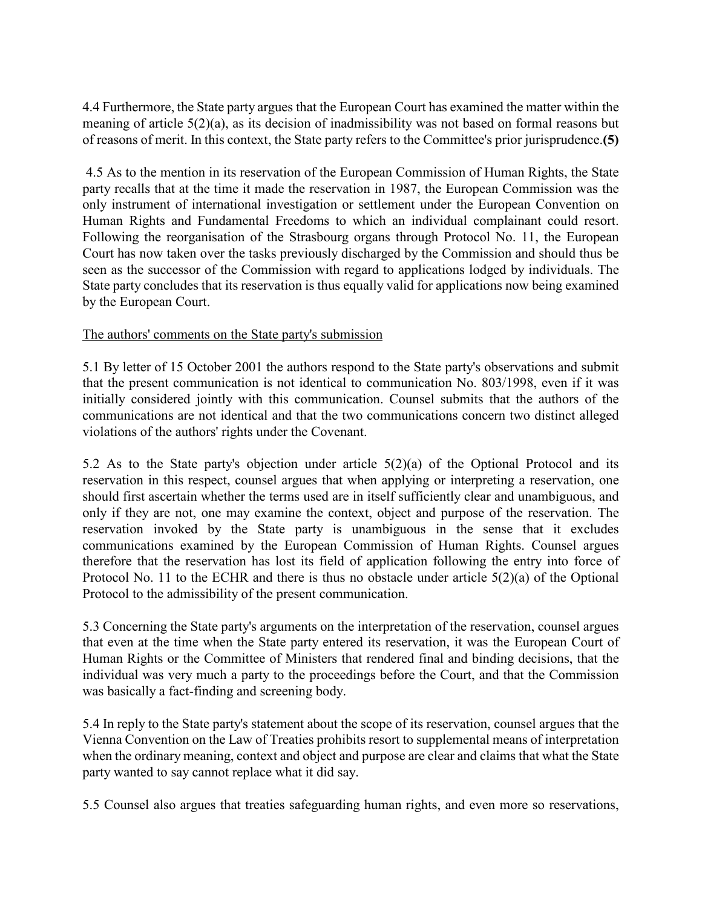4.4 Furthermore, the State party argues that the European Court has examined the matter within the meaning of article 5(2)(a), as its decision of inadmissibility was not based on formal reasons but of reasons of merit. In this context, the State party refers to the Committee's prior jurisprudence.**(5)**

4.5 As to the mention in its reservation of the European Commission of Human Rights, the State party recalls that at the time it made the reservation in 1987, the European Commission was the only instrument of international investigation or settlement under the European Convention on Human Rights and Fundamental Freedoms to which an individual complainant could resort. Following the reorganisation of the Strasbourg organs through Protocol No. 11, the European Court has now taken over the tasks previously discharged by the Commission and should thus be seen as the successor of the Commission with regard to applications lodged by individuals. The State party concludes that its reservation is thus equally valid for applications now being examined by the European Court.

<u>The authors' comments on the State party's submission</u>

5.1 By letter of 15 October 2001 the authors respond to the State party's observations and submit that the present communication is not identical to communication No. 803/1998, even if it was initially considered jointly with this communication. Counsel submits that the authors of the communications are not identical and that the two communications concern two distinct alleged violations of the authors' rights under the Covenant.

5.2 As to the State party's objection under article 5(2)(a) of the Optional Protocol and its reservation in this respect, counsel argues that when applying or interpreting a reservation, one should first ascertain whether the terms used are in itself sufficiently clear and unambiguous, and only if they are not, one may examine the context, object and purpose of the reservation. The reservation invoked by the State party is unambiguous in the sense that it excludes communications examined by the European Commission of Human Rights. Counsel argues therefore that the reservation has lost its field of application following the entry into force of Protocol No. 11 to the ECHR and there is thus no obstacle under article 5(2)(a) of the Optional Protocol to the admissibility of the present communication.

5.3 Concerning the State party's arguments on the interpretation of the reservation, counsel argues that even at the time when the State party entered its reservation, it was the European Court of Human Rights or the Committee of Ministers that rendered final and binding decisions, that the individual was very much a party to the proceedings before the Court, and that the Commission was basically a fact-finding and screening body.

5.4 In reply to the State party's statement about the scope of its reservation, counsel argues that the Vienna Convention on the Law of Treaties prohibits resort to supplemental means of interpretation when the ordinary meaning, context and object and purpose are clear and claims that what the State party wanted to say cannot replace what it did say.

5.5 Counsel also argues that treaties safeguarding human rights, and even more so reservations,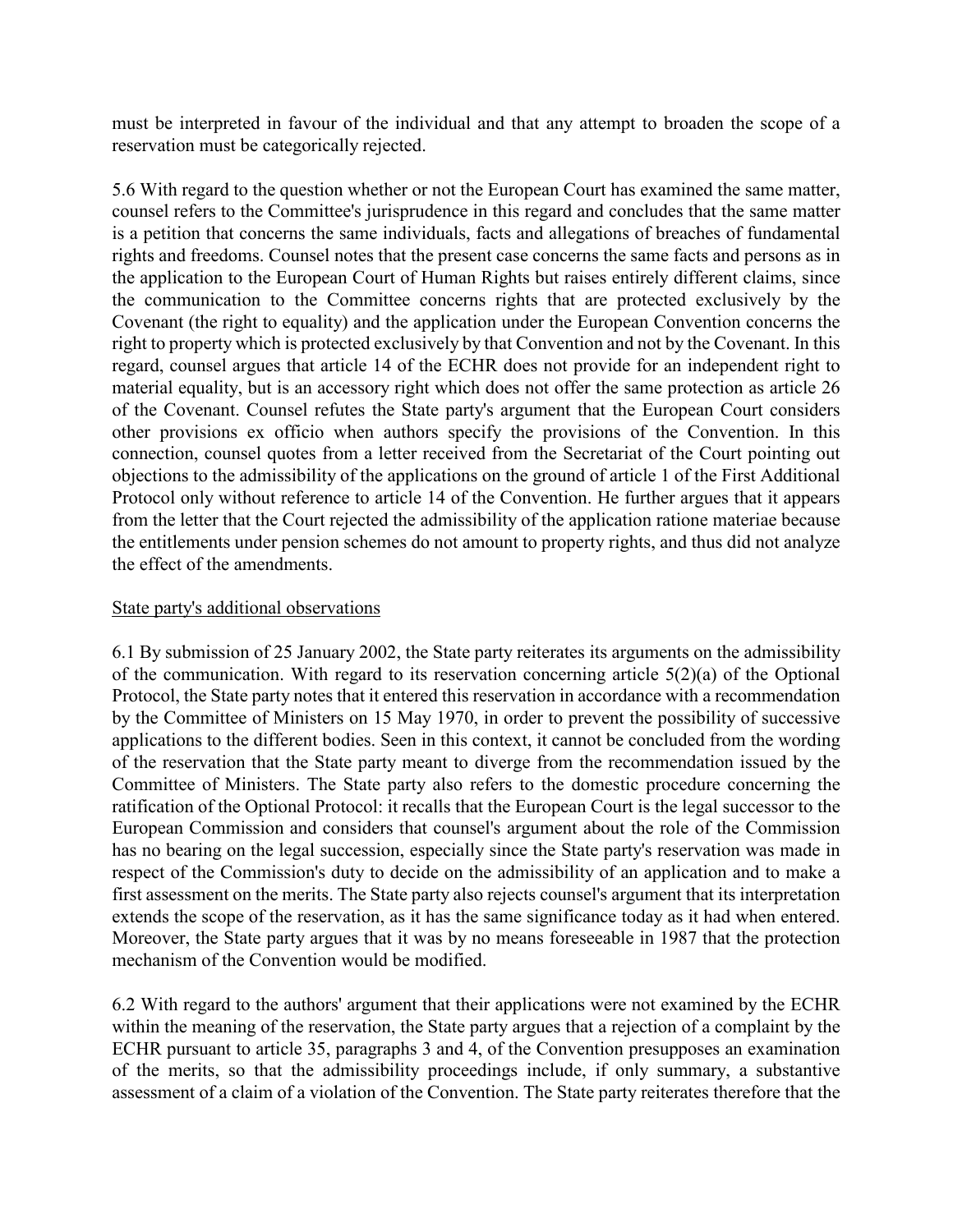must be interpreted in favour of the individual and that any attempt to broaden the scope of a reservation must be categorically rejected.

5.6 With regard to the question whether or not the European Court has examined the same matter, counsel refers to the Committee's jurisprudence in this regard and concludes that the same matter is a petition that concerns the same individuals, facts and allegations of breaches of fundamental rights and freedoms. Counsel notes that the present case concerns the same facts and persons as in the application to the European Court of Human Rights but raises entirely different claims, since the communication to the Committee concerns rights that are protected exclusively by the Covenant (the right to equality) and the application under the European Convention concerns the right to property which is protected exclusively by that Convention and not by the Covenant. In this regard, counsel argues that article 14 of the ECHR does not provide for an independent right to material equality, but is an accessory right which does not offer the same protection as article 26 of the Covenant. Counsel refutes the State party's argument that the European Court considers other provisions ex officio when authors specify the provisions of the Convention. In this connection, counsel quotes from a letter received from the Secretariat of the Court pointing out objections to the admissibility of the applications on the ground of article 1 of the First Additional Protocol only without reference to article 14 of the Convention. He further argues that it appears from the letter that the Court rejected the admissibility of the application ratione materiae because the entitlements under pension schemes do not amount to property rights, and thus did not analyze the effect of the amendments.

<u>State party's additional observations</u>

6.1 By submission of 25 January 2002, the State party reiterates its arguments on the admissibility of the communication. With regard to its reservation concerning article 5(2)(a) of the Optional Protocol, the State party notes that it entered this reservation in accordance with a recommendation by the Committee of Ministers on 15 May 1970, in order to prevent the possibility of successive applications to the different bodies. Seen in this context, it cannot be concluded from the wording of the reservation that the State party meant to diverge from the recommendation issued by the Committee of Ministers. The State party also refers to the domestic procedure concerning the ratification of the Optional Protocol: it recalls that the European Court is the legal successor to the European Commission and considers that counsel's argument about the role of the Commission has no bearing on the legal succession, especially since the State party's reservation was made in respect of the Commission's duty to decide on the admissibility of an application and to make a first assessment on the merits. The State party also rejects counsel's argument that its interpretation extends the scope of the reservation, as it has the same significance today as it had when entered. Moreover, the State party argues that it was by no means foreseeable in 1987 that the protection mechanism of the Convention would be modified.

6.2 With regard to the authors' argument that their applications were not examined by the ECHR within the meaning of the reservation, the State party argues that a rejection of a complaint by the ECHR pursuant to article 35, paragraphs 3 and 4, of the Convention presupposes an examination of the merits, so that the admissibility proceedings include, if only summary, a substantive assessment of a claim of a violation of the Convention. The State party reiterates therefore that the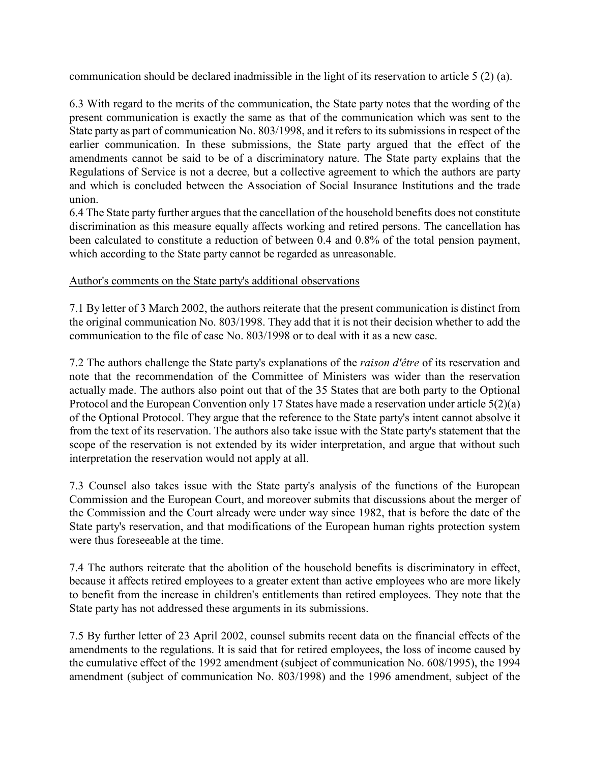communication should be declared inadmissible in the light of its reservation to article 5 (2) (a).

6.3 With regard to the merits of the communication, the State party notes that the wording of the present communication is exactly the same as that of the communication which was sent to the State party as part of communication No. 803/1998, and it refers to its submissions in respect of the earlier communication. In these submissions, the State party argued that the effect of the amendments cannot be said to be of a discriminatory nature. The State party explains that the Regulations of Service is not a decree, but a collective agreement to which the authors are party and which is concluded between the Association of Social Insurance Institutions and the trade union.

6.4 The State party further argues that the cancellation of the household benefits does not constitute discrimination as this measure equally affects working and retired persons. The cancellation has been calculated to constitute a reduction of between 0.4 and 0.8% of the total pension payment, which according to the State party cannot be regarded as unreasonable.

Author's comments on the State party's additional observations

7.1 By letter of 3 March 2002, the authors reiterate that the present communication is distinct from the original communication No. 803/1998. They add that it is not their decision whether to add the communication to the file of case No. 803/1998 or to deal with it as a new case.

7.2 The authors challenge the State party's explanations of the *raison d'être* of its reservation and note that the recommendation of the Committee of Ministers was wider than the reservation actually made. The authors also point out that of the 35 States that are both party to the Optional Protocol and the European Convention only 17 States have made a reservation under article 5(2)(a) of the Optional Protocol. They argue that the reference to the State party's intent cannot absolve it from the text of its reservation. The authors also take issue with the State party's statement that the scope of the reservation is not extended by its wider interpretation, and argue that without such interpretation the reservation would not apply at all.

7.3 Counsel also takes issue with the State party's analysis of the functions of the European Commission and the European Court, and moreover submits that discussions about the merger of the Commission and the Court already were under way since 1982, that is before the date of the State party's reservation, and that modifications of the European human rights protection system were thus foreseeable at the time.

7.4 The authors reiterate that the abolition of the household benefits is discriminatory in effect, because it affects retired employees to a greater extent than active employees who are more likely to benefit from the increase in children's entitlements than retired employees. They note that the State party has not addressed these arguments in its submissions.

7.5 By further letter of 23 April 2002, counsel submits recent data on the financial effects of the amendments to the regulations. It is said that for retired employees, the loss of income caused by the cumulative effect of the 1992 amendment (subject of communication No. 608/1995), the 1994 amendment (subject of communication No. 803/1998) and the 1996 amendment, subject of the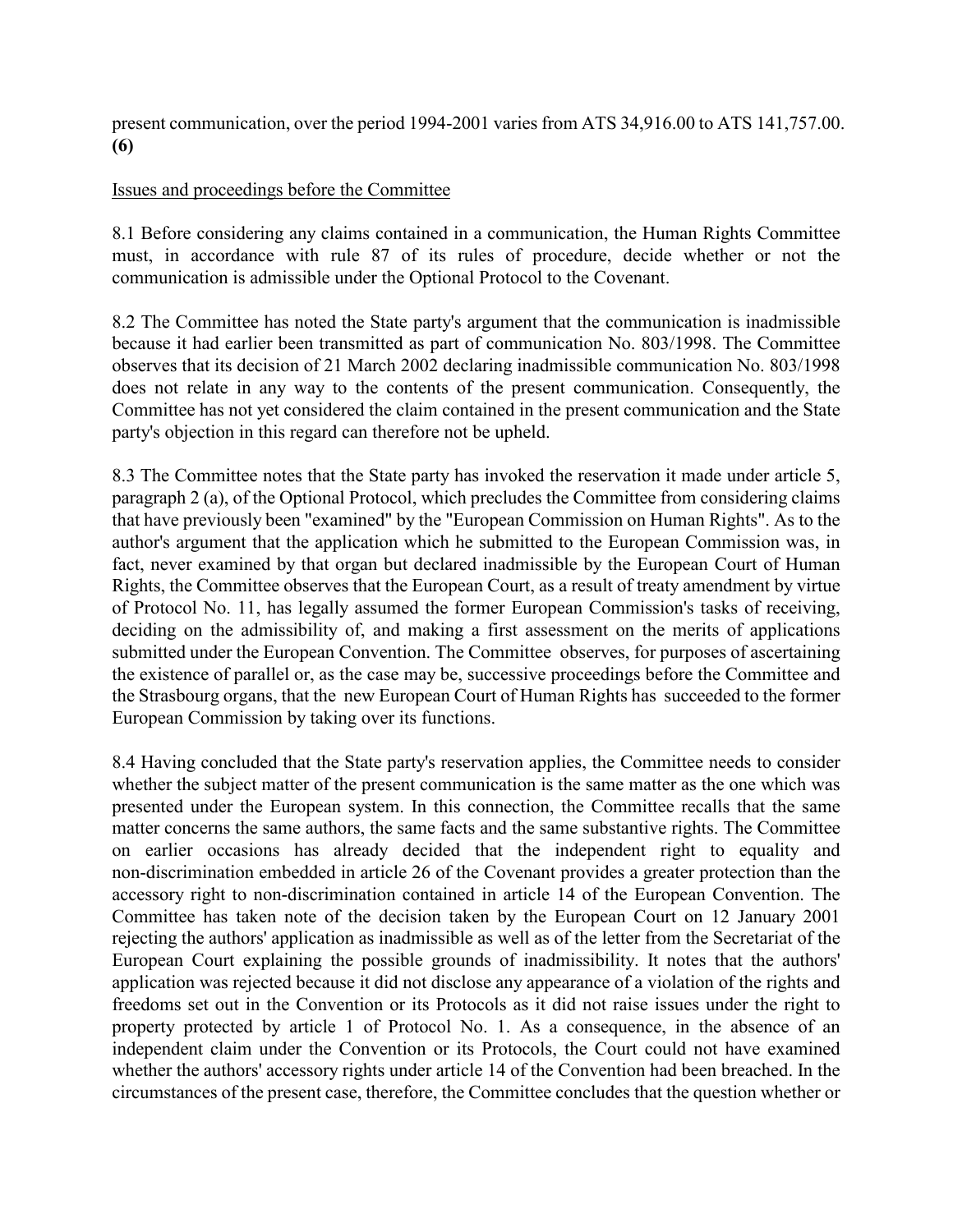present communication, over the period 1994-2001 varies from ATS 34,916.00 to ATS 141,757.00. **(6)**

Issues and proceedings before the Committee

8.1 Before considering any claims contained in a communication, the Human Rights Committee must, in accordance with rule 87 of its rules of procedure, decide whether or not the communication is admissible under the Optional Protocol to the Covenant.

8.2 The Committee has noted the State party's argument that the communication is inadmissible because it had earlier been transmitted as part of communication No. 803/1998. The Committee observes that its decision of 21 March 2002 declaring inadmissible communication No. 803/1998 does not relate in any way to the contents of the present communication. Consequently, the Committee has not yet considered the claim contained in the present communication and the State party's objection in this regard can therefore not be upheld.

8.3 The Committee notes that the State party has invoked the reservation it made under article 5, paragraph 2 (a), of the Optional Protocol, which precludes the Committee from considering claims that have previously been "examined" by the "European Commission on Human Rights". As to the author's argument that the application which he submitted to the European Commission was, in fact, never examined by that organ but declared inadmissible by the European Court of Human Rights, the Committee observes that the European Court, as a result of treaty amendment by virtue of Protocol No. 11, has legally assumed the former European Commission's tasks of receiving, deciding on the admissibility of, and making a first assessment on the merits of applications submitted under the European Convention. The Committee observes, for purposes of ascertaining the existence of parallel or, as the case may be, successive proceedings before the Committee and the Strasbourg organs, that the new European Court of Human Rights has succeeded to the former European Commission by taking over its functions.

8.4 Having concluded that the State party's reservation applies, the Committee needs to consider whether the subject matter of the present communication is the same matter as the one which was presented under the European system. In this connection, the Committee recalls that the same matter concerns the same authors, the same facts and the same substantive rights. The Committee on earlier occasions has already decided that the independent right to equality and non-discrimination embedded in article 26 of the Covenant provides a greater protection than the accessory right to non-discrimination contained in article 14 of the European Convention. The Committee has taken note of the decision taken by the European Court on 12 January 2001 rejecting the authors' application as inadmissible as well as of the letter from the Secretariat of the European Court explaining the possible grounds of inadmissibility. It notes that the authors' application was rejected because it did not disclose any appearance of a violation of the rights and freedoms set out in the Convention or its Protocols as it did not raise issues under the right to property protected by article 1 of Protocol No. 1. As a consequence, in the absence of an independent claim under the Convention or its Protocols, the Court could not have examined whether the authors' accessory rights under article 14 of the Convention had been breached. In the circumstances of the present case, therefore, the Committee concludes that the question whether or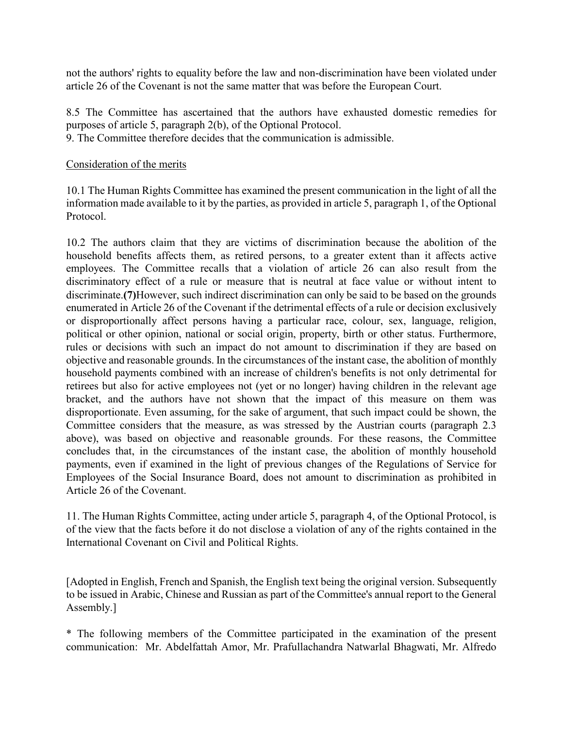not the authors' rights to equality before the law and non-discrimination have been violated under article 26 of the Covenant is not the same matter that was before the European Court.

8.5 The Committee has ascertained that the authors have exhausted domestic remedies for purposes of article 5, paragraph 2(b), of the Optional Protocol.
9. The Committee therefore decides that the communication is admissible.

<u>Consideration of the merits</u>

10.1 The Human Rights Committee has examined the present communication in the light of all the information made available to it by the parties, as provided in article 5, paragraph 1, of the Optional Protocol.

10.2 The authors claim that they are victims of discrimination because the abolition of the household benefits affects them, as retired persons, to a greater extent than it affects active employees. The Committee recalls that a violation of article 26 can also result from the discriminatory effect of a rule or measure that is neutral at face value or without intent to discriminate.**(7)**However, such indirect discrimination can only be said to be based on the grounds enumerated in Article 26 of the Covenant if the detrimental effects of a rule or decision exclusively or disproportionally affect persons having a particular race, colour, sex, language, religion, political or other opinion, national or social origin, property, birth or other status. Furthermore, rules or decisions with such an impact do not amount to discrimination if they are based on objective and reasonable grounds. In the circumstances of the instant case, the abolition of monthly household payments combined with an increase of children's benefits is not only detrimental for retirees but also for active employees not (yet or no longer) having children in the relevant age bracket, and the authors have not shown that the impact of this measure on them was disproportionate. Even assuming, for the sake of argument, that such impact could be shown, the Committee considers that the measure, as was stressed by the Austrian courts (paragraph 2.3 above), was based on objective and reasonable grounds. For these reasons, the Committee concludes that, in the circumstances of the instant case, the abolition of monthly household payments, even if examined in the light of previous changes of the Regulations of Service for Employees of the Social Insurance Board, does not amount to discrimination as prohibited in Article 26 of the Covenant.

11. The Human Rights Committee, acting under article 5, paragraph 4, of the Optional Protocol, is of the view that the facts before it do not disclose a violation of any of the rights contained in the International Covenant on Civil and Political Rights.

[Adopted in English, French and Spanish, the English text being the original version. Subsequently to be issued in Arabic, Chinese and Russian as part of the Committee's annual report to the General Assembly.]

* The following members of the Committee participated in the examination of the present communication: Mr. Abdelfattah Amor, Mr. Prafullachandra Natwarlal Bhagwati, Mr. Alfredo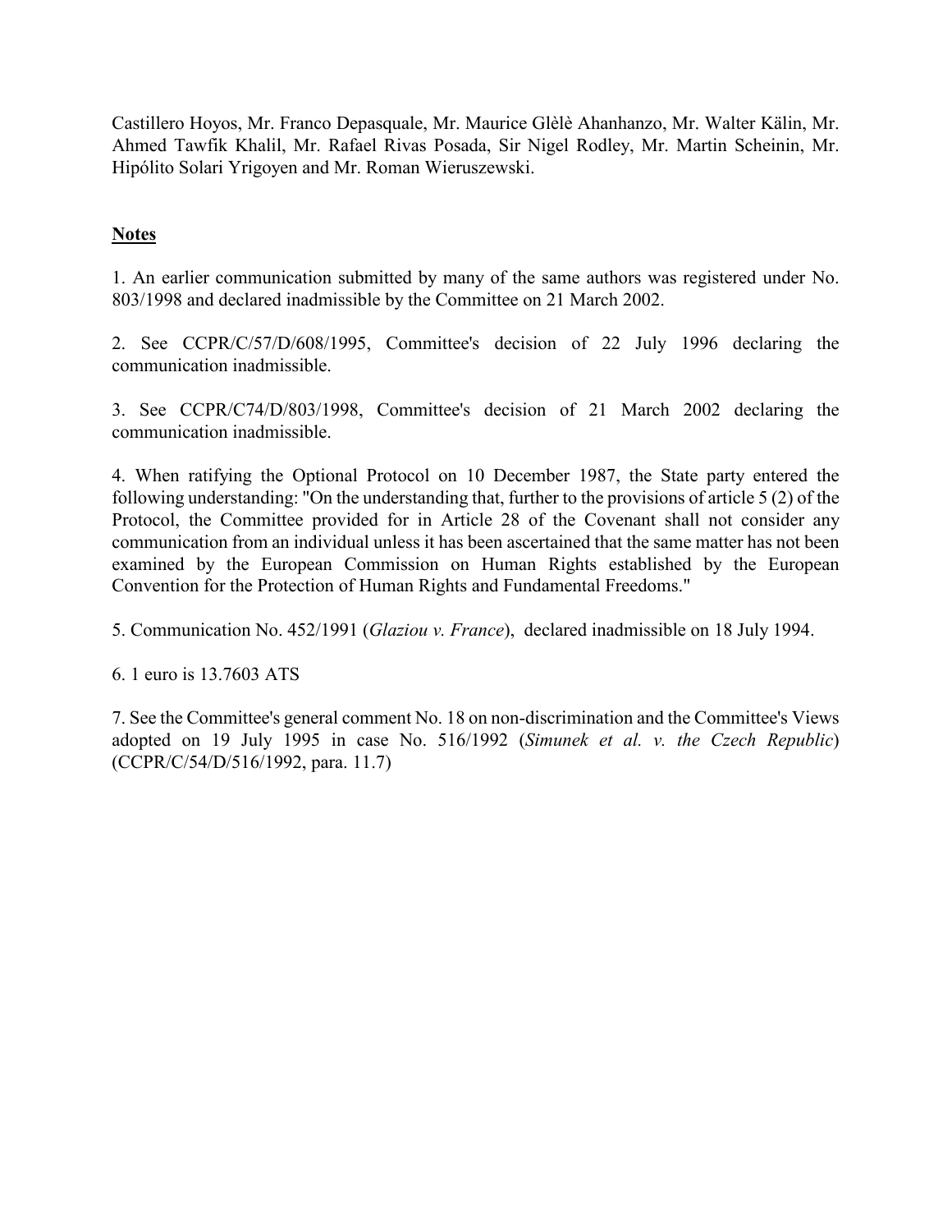Castillero Hoyos, Mr. Franco Depasquale, Mr. Maurice Glèlè Ahanhanzo, Mr. Walter Kälin, Mr. Ahmed Tawfik Khalil, Mr. Rafael Rivas Posada, Sir Nigel Rodley, Mr. Martin Scheinin, Mr. Hipólito Solari Yrigoyen and Mr. Roman Wieruszewski.

**Notes**

1. An earlier communication submitted by many of the same authors was registered under No. 803/1998 and declared inadmissible by the Committee on 21 March 2002.

2. See CCPR/C/57/D/608/1995, Committee's decision of 22 July 1996 declaring the communication inadmissible.

3. See CCPR/C74/D/803/1998, Committee's decision of 21 March 2002 declaring the communication inadmissible.

4. When ratifying the Optional Protocol on 10 December 1987, the State party entered the following understanding: "On the understanding that, further to the provisions of article 5 (2) of the Protocol, the Committee provided for in Article 28 of the Covenant shall not consider any communication from an individual unless it has been ascertained that the same matter has not been examined by the European Commission on Human Rights established by the European Convention for the Protection of Human Rights and Fundamental Freedoms."

5. Communication No. 452/1991 (*Glaziou v. France*), declared inadmissible on 18 July 1994.

6. 1 euro is 13.7603 ATS

7. See the Committee's general comment No. 18 on non-discrimination and the Committee's Views adopted on 19 July 1995 in case No. 516/1992 (*Simunek et al. v. the Czech Republic*) (CCPR/C/54/D/516/1992, para. 11.7)